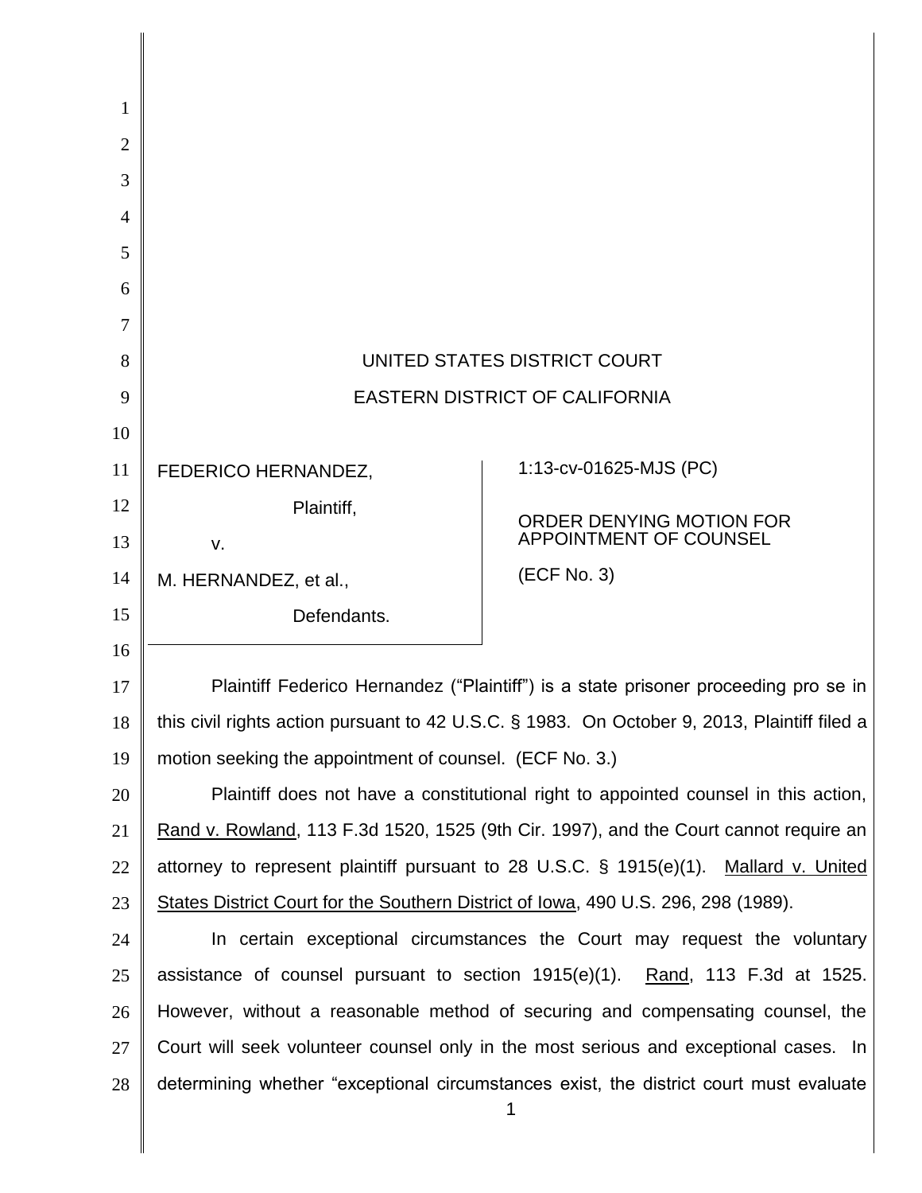UNITED STATES DISTRICT COURT

EASTERN DISTRICT OF CALIFORNIA

| | |
|---|---|
| FEDERICO HERNANDEZ,<br><br>Plaintiff,<br><br>v.<br><br>M. HERNANDEZ, et al.,<br><br>Defendants. | 1:13-cv-01625-MJS (PC)<br><br>ORDER DENYING MOTION FOR APPOINTMENT OF COUNSEL<br><br>(ECF No. 3) |

Plaintiff Federico Hernandez ("Plaintiff") is a state prisoner proceeding pro se in this civil rights action pursuant to 42 U.S.C. § 1983. On October 9, 2013, Plaintiff filed a motion seeking the appointment of counsel. (ECF No. 3.)

Plaintiff does not have a constitutional right to appointed counsel in this action, Rand v. Rowland, 113 F.3d 1520, 1525 (9th Cir. 1997), and the Court cannot require an attorney to represent plaintiff pursuant to 28 U.S.C. § 1915(e)(1). Mallard v. United States District Court for the Southern District of Iowa, 490 U.S. 296, 298 (1989).

In certain exceptional circumstances the Court may request the voluntary assistance of counsel pursuant to section 1915(e)(1). Rand, 113 F.3d at 1525. However, without a reasonable method of securing and compensating counsel, the Court will seek volunteer counsel only in the most serious and exceptional cases. In determining whether "exceptional circumstances exist, the district court must evaluate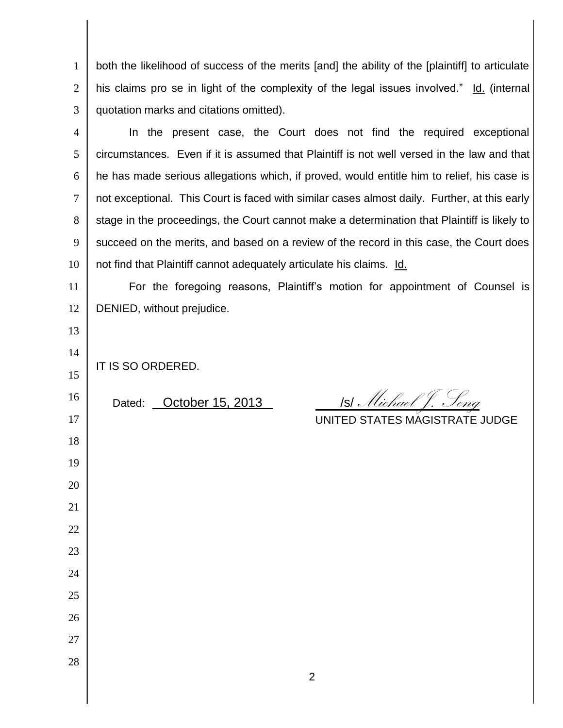both the likelihood of success of the merits [and] the ability of the [plaintiff] to articulate his claims pro se in light of the complexity of the legal issues involved." Id. (internal quotation marks and citations omitted).

In the present case, the Court does not find the required exceptional circumstances. Even if it is assumed that Plaintiff is not well versed in the law and that he has made serious allegations which, if proved, would entitle him to relief, his case is not exceptional. This Court is faced with similar cases almost daily. Further, at this early stage in the proceedings, the Court cannot make a determination that Plaintiff is likely to succeed on the merits, and based on a review of the record in this case, the Court does not find that Plaintiff cannot adequately articulate his claims. Id.

For the foregoing reasons, Plaintiff's motion for appointment of Counsel is DENIED, without prejudice.

IT IS SO ORDERED.

Dated: October 15, 2013

/s/ *Michael J. Seng*
UNITED STATES MAGISTRATE JUDGE